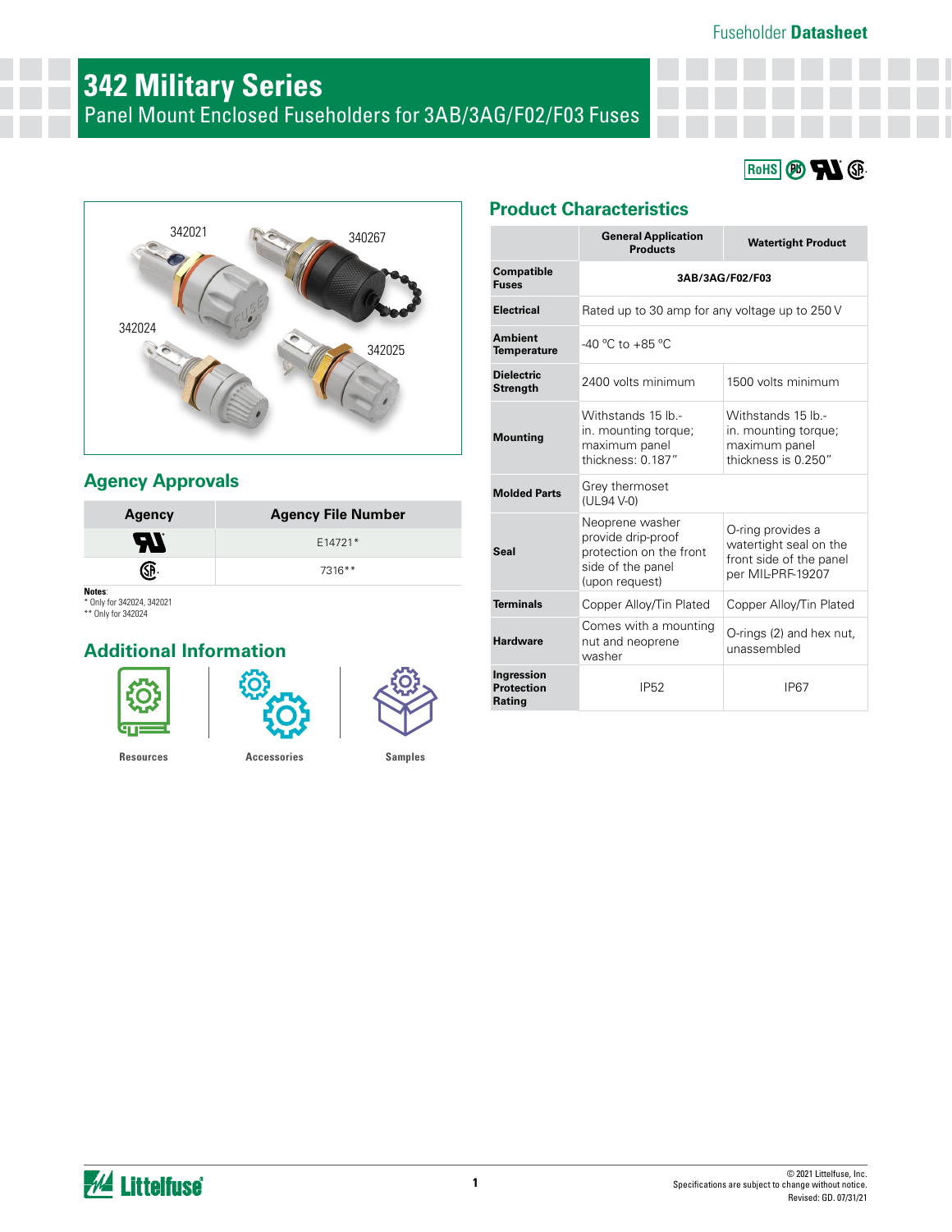Fuseholder **Datasheet**

# 342 Military Series

Panel Mount Enclosed Fuseholders for 3AB/3AG/F02/F03 Fuses

342021 340267 342024 342025

## Agency Approvals

| Agency | Agency File Number |
| --- | --- |
| UL | E14721* |
| CSA | 7316** |

**Notes**:
* Only for 342024, 342021
** Only for 342024

## Additional Information

Resources · Accessories · Samples

## Product Characteristics

| | General Application Products | Watertight Product |
| --- | --- | --- |
| **Compatible Fuses** | 3AB/3AG/F02/F03 | |
| **Electrical** | Rated up to 30 amp for any voltage up to 250 V | |
| **Ambient Temperature** | -40 °C to +85 °C | |
| **Dielectric Strength** | 2400 volts minimum | 1500 volts minimum |
| **Mounting** | Withstands 15 lb.-in. mounting torque; maximum panel thickness: 0.187" | Withstands 15 lb.-in. mounting torque; maximum panel thickness is 0.250" |
| **Molded Parts** | Grey thermoset (UL94 V-0) | |
| **Seal** | Neoprene washer provide drip-proof protection on the front side of the panel (upon request) | O-ring provides a watertight seal on the front side of the panel per MIL-PRF-19207 |
| **Terminals** | Copper Alloy/Tin Plated | Copper Alloy/Tin Plated |
| **Hardware** | Comes with a mounting nut and neoprene washer | O-rings (2) and hex nut, unassembled |
| **Ingression Protection Rating** | IP52 | IP67 |

© 2021 Littelfuse, Inc.
Specifications are subject to change without notice.
Revised: GD. 07/31/21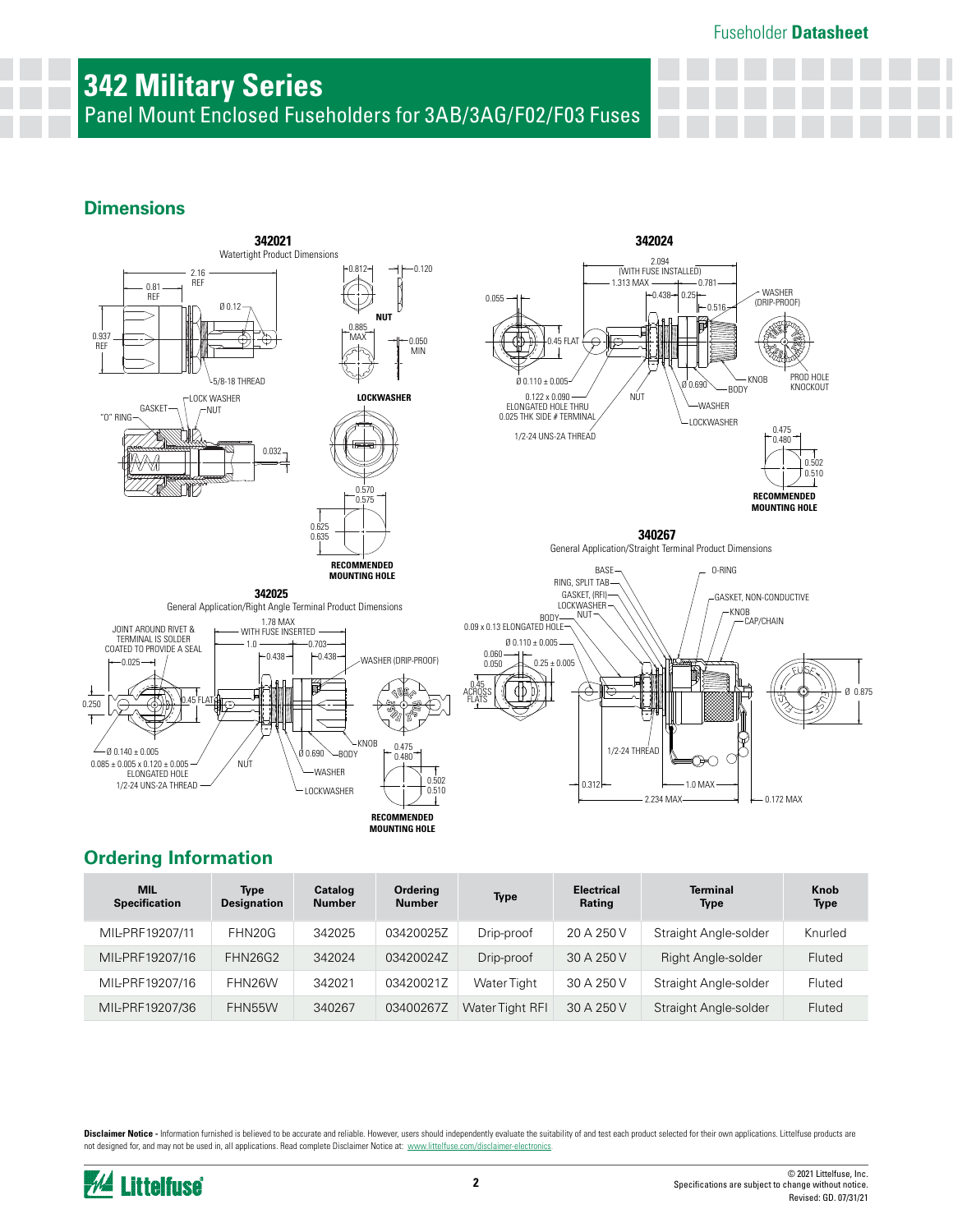# 342 Military Series

Panel Mount Enclosed Fuseholders for 3AB/3AG/F02/F03 Fuses

## Dimensions

**342021**

Watertight Product Dimensions

2.16 REF
0.81 REF
Ø 0.12
0.937 REF
5/8-18 THREAD
0.812
0.120
NUT
0.885 MAX
0.050 MIN
LOCK WASHER
GASKET
NUT
"O" RING
0.032
LOCKWASHER
0.570
0.575
0.625
0.635
RECOMMENDED MOUNTING HOLE

**342024**

2.094 (WITH FUSE INSTALLED)
1.313 MAX
0.781
0.055
0.438
0.25
0.516
WASHER (DRIP-PROOF)
0.45 FLAT
Ø 0.110 ± 0.005
0.122 x 0.090 ELONGATED HOLE THRU 0.025 THK SIDE # TERMINAL
1/2-24 UNS-2A THREAD
NUT
Ø 0.690
BODY
KNOB
WASHER
LOCKWASHER
PROD HOLE KNOCKOUT
0.475
0.480
0.502
0.510
RECOMMENDED MOUNTING HOLE

**342025**

General Application/Right Angle Terminal Product Dimensions

JOINT AROUND RIVET & TERMINAL IS SOLDER COATED TO PROVIDE A SEAL
1.78 MAX WITH FUSE INSERTED
1.0
0.703
0.025
0.438
0.438
WASHER (DRIP-PROOF)
0.250
0.45 FLAT
Ø 0.140 ± 0.005
0.085 ± 0.005 x 0.120 ± 0.005 ELONGATED HOLE
1/2-24 UNS-2A THREAD
NUT
Ø 0.690
BODY
KNOB
WASHER
LOCKWASHER
0.475
0.480
0.502
0.510
RECOMMENDED MOUNTING HOLE

**340267**

General Application/Straight Terminal Product Dimensions

BASE
RING, SPLIT TAB
GASKET, (RFI)
LOCKWASHER
BODY
NUT
0.09 x 0.13 ELONGATED HOLE
Ø 0.110 ± 0.005
0.060
0.050
0.25 ± 0.005
0.45 ACROSS FLATS
O-RING
GASKET, NON-CONDUCTIVE
KNOB
CAP/CHAIN
Ø 0.875
1/2-24 THREAD
0.312
1.0 MAX
2.234 MAX
0.172 MAX

## Ordering Information

| MIL Specification | Type Designation | Catalog Number | Ordering Number | Type | Electrical Rating | Terminal Type | Knob Type |
|---|---|---|---|---|---|---|---|
| MIL-PRF19207/11 | FHN20G | 342025 | 03420025Z | Drip-proof | 20 A 250 V | Straight Angle-solder | Knurled |
| MIL-PRF19207/16 | FHN26G2 | 342024 | 03420024Z | Drip-proof | 30 A 250 V | Right Angle-solder | Fluted |
| MIL-PRF19207/16 | FHN26W | 342021 | 03420021Z | Water Tight | 30 A 250 V | Straight Angle-solder | Fluted |
| MIL-PRF19207/36 | FHN55W | 340267 | 03400267Z | Water Tight RFI | 30 A 250 V | Straight Angle-solder | Fluted |

**Disclaimer Notice -** Information furnished is believed to be accurate and reliable. However, users should independently evaluate the suitability of and test each product selected for their own applications. Littelfuse products are not designed for, and may not be used in, all applications. Read complete Disclaimer Notice at: www.littelfuse.com/disclaimer-electronics.

© 2021 Littelfuse, Inc.
Specifications are subject to change without notice.
Revised: GD. 07/31/21